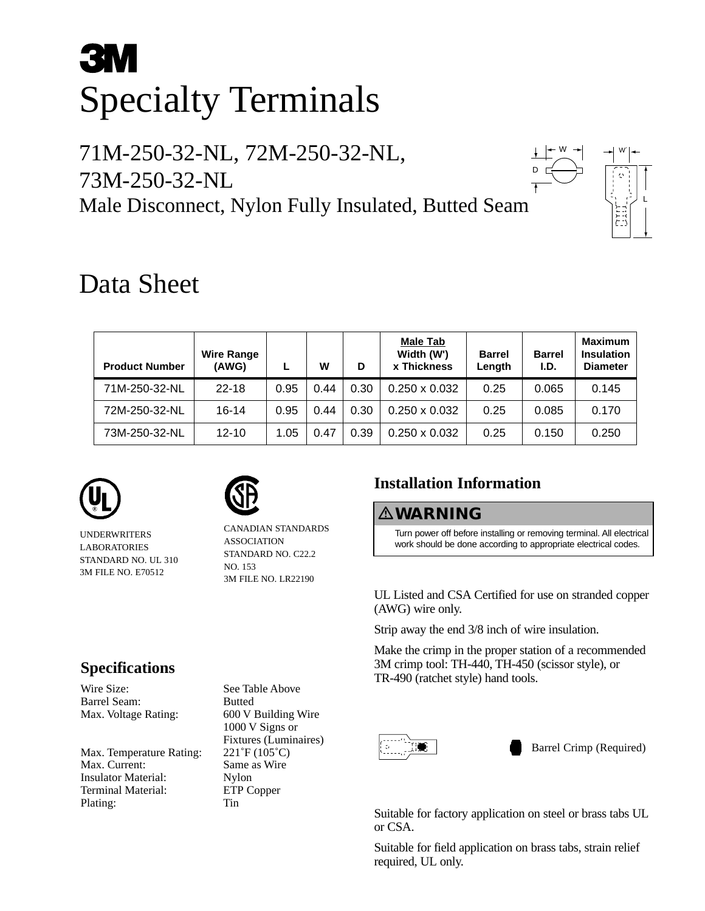3M

# Specialty Terminals

## 71M-250-32-NL, 72M-250-32-NL, 73M-250-32-NL

Male Disconnect, Nylon Fully Insulated, Butted Seam

# Data Sheet

| Product Number | Wire Range (AWG) | L | W | D | Male Tab Width (W') x Thickness | Barrel Length | Barrel I.D. | Maximum Insulation Diameter |
|---|---|---|---|---|---|---|---|---|
| 71M-250-32-NL | 22-18 | 0.95 | 0.44 | 0.30 | 0.250 x 0.032 | 0.25 | 0.065 | 0.145 |
| 72M-250-32-NL | 16-14 | 0.95 | 0.44 | 0.30 | 0.250 x 0.032 | 0.25 | 0.085 | 0.170 |
| 73M-250-32-NL | 12-10 | 1.05 | 0.47 | 0.39 | 0.250 x 0.032 | 0.25 | 0.150 | 0.250 |

UNDERWRITERS LABORATORIES
STANDARD NO. UL 310
3M FILE NO. E70512

CANADIAN STANDARDS ASSOCIATION
STANDARD NO. C22.2 NO. 153
3M FILE NO. LR22190

## Specifications

| | |
|---|---|
| Wire Size: | See Table Above |
| Barrel Seam: | Butted |
| Max. Voltage Rating: | 600 V Building Wire<br>1000 V Signs or Fixtures (Luminaires) |
| Max. Temperature Rating: | 221˚F (105˚C) |
| Max. Current: | Same as Wire |
| Insulator Material: | Nylon |
| Terminal Material: | ETP Copper |
| Plating: | Tin |

## Installation Information

**⚠WARNING**

Turn power off before installing or removing terminal. All electrical work should be done according to appropriate electrical codes.

UL Listed and CSA Certified for use on stranded copper (AWG) wire only.

Strip away the end 3/8 inch of wire insulation.

Make the crimp in the proper station of a recommended 3M crimp tool: TH-440, TH-450 (scissor style), or TR-490 (ratchet style) hand tools.

Barrel Crimp (Required)

Suitable for factory application on steel or brass tabs UL or CSA.

Suitable for field application on brass tabs, strain relief required, UL only.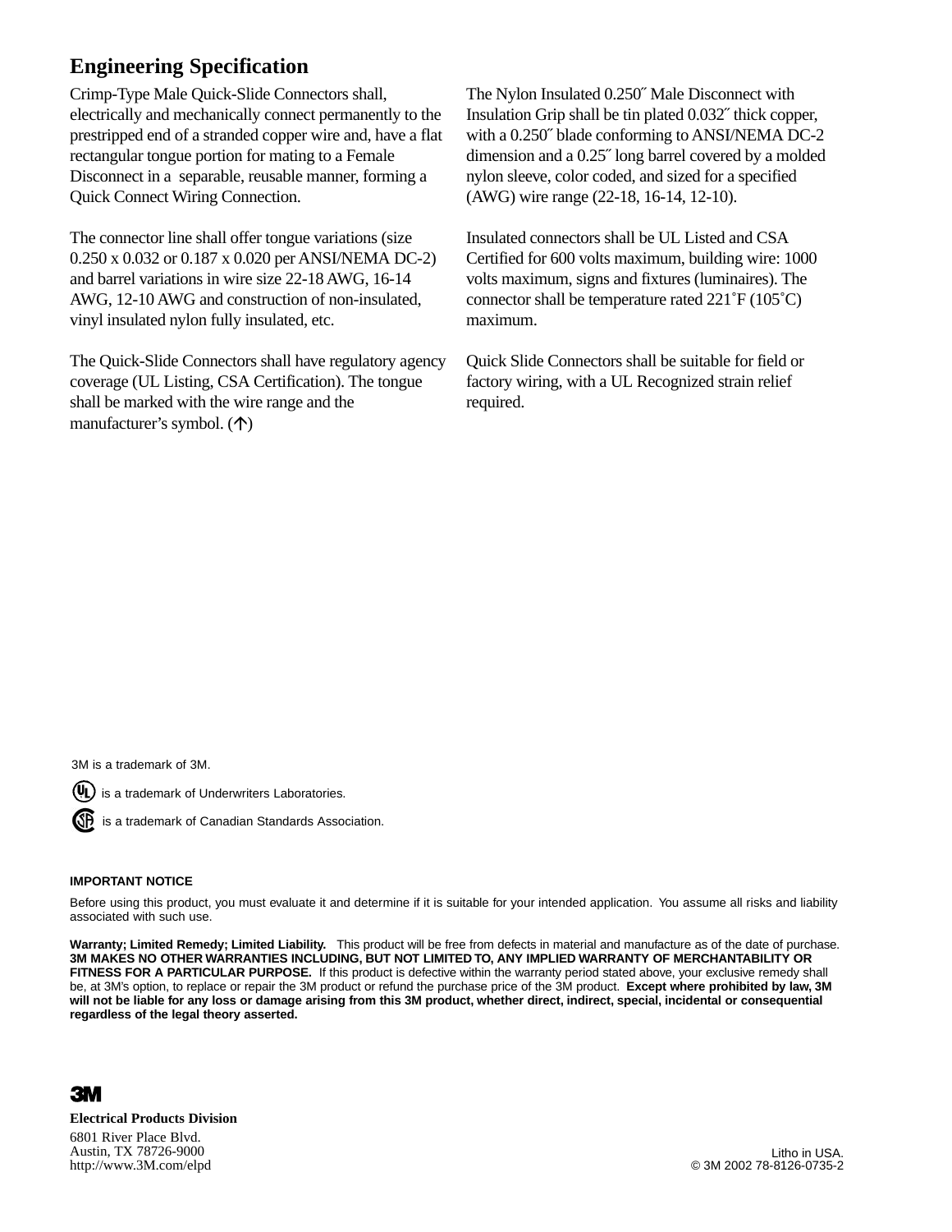## Engineering Specification

Crimp-Type Male Quick-Slide Connectors shall, electrically and mechanically connect permanently to the prestripped end of a stranded copper wire and, have a flat rectangular tongue portion for mating to a Female Disconnect in a separable, reusable manner, forming a Quick Connect Wiring Connection.

The connector line shall offer tongue variations (size 0.250 x 0.032 or 0.187 x 0.020 per ANSI/NEMA DC-2) and barrel variations in wire size 22-18 AWG, 16-14 AWG, 12-10 AWG and construction of non-insulated, vinyl insulated nylon fully insulated, etc.

The Quick-Slide Connectors shall have regulatory agency coverage (UL Listing, CSA Certification). The tongue shall be marked with the wire range and the manufacturer's symbol. (↑)

The Nylon Insulated 0.250˝ Male Disconnect with Insulation Grip shall be tin plated 0.032˝ thick copper, with a 0.250˝ blade conforming to ANSI/NEMA DC-2 dimension and a 0.25˝ long barrel covered by a molded nylon sleeve, color coded, and sized for a specified (AWG) wire range (22-18, 16-14, 12-10).

Insulated connectors shall be UL Listed and CSA Certified for 600 volts maximum, building wire: 1000 volts maximum, signs and fixtures (luminaires). The connector shall be temperature rated 221˚F (105˚C) maximum.

Quick Slide Connectors shall be suitable for field or factory wiring, with a UL Recognized strain relief required.

3M is a trademark of 3M.

UL is a trademark of Underwriters Laboratories.

CSA is a trademark of Canadian Standards Association.

**IMPORTANT NOTICE**

Before using this product, you must evaluate it and determine if it is suitable for your intended application. You assume all risks and liability associated with such use.

**Warranty; Limited Remedy; Limited Liability.** This product will be free from defects in material and manufacture as of the date of purchase. **3M MAKES NO OTHER WARRANTIES INCLUDING, BUT NOT LIMITED TO, ANY IMPLIED WARRANTY OF MERCHANTABILITY OR FITNESS FOR A PARTICULAR PURPOSE.** If this product is defective within the warranty period stated above, your exclusive remedy shall be, at 3M's option, to replace or repair the 3M product or refund the purchase price of the 3M product. **Except where prohibited by law, 3M will not be liable for any loss or damage arising from this 3M product, whether direct, indirect, special, incidental or consequential regardless of the legal theory asserted.**

**3M**

**Electrical Products Division**

6801 River Place Blvd.
Austin, TX 78726-9000
http://www.3M.com/elpd

Litho in USA.
© 3M 2002 78-8126-0735-2